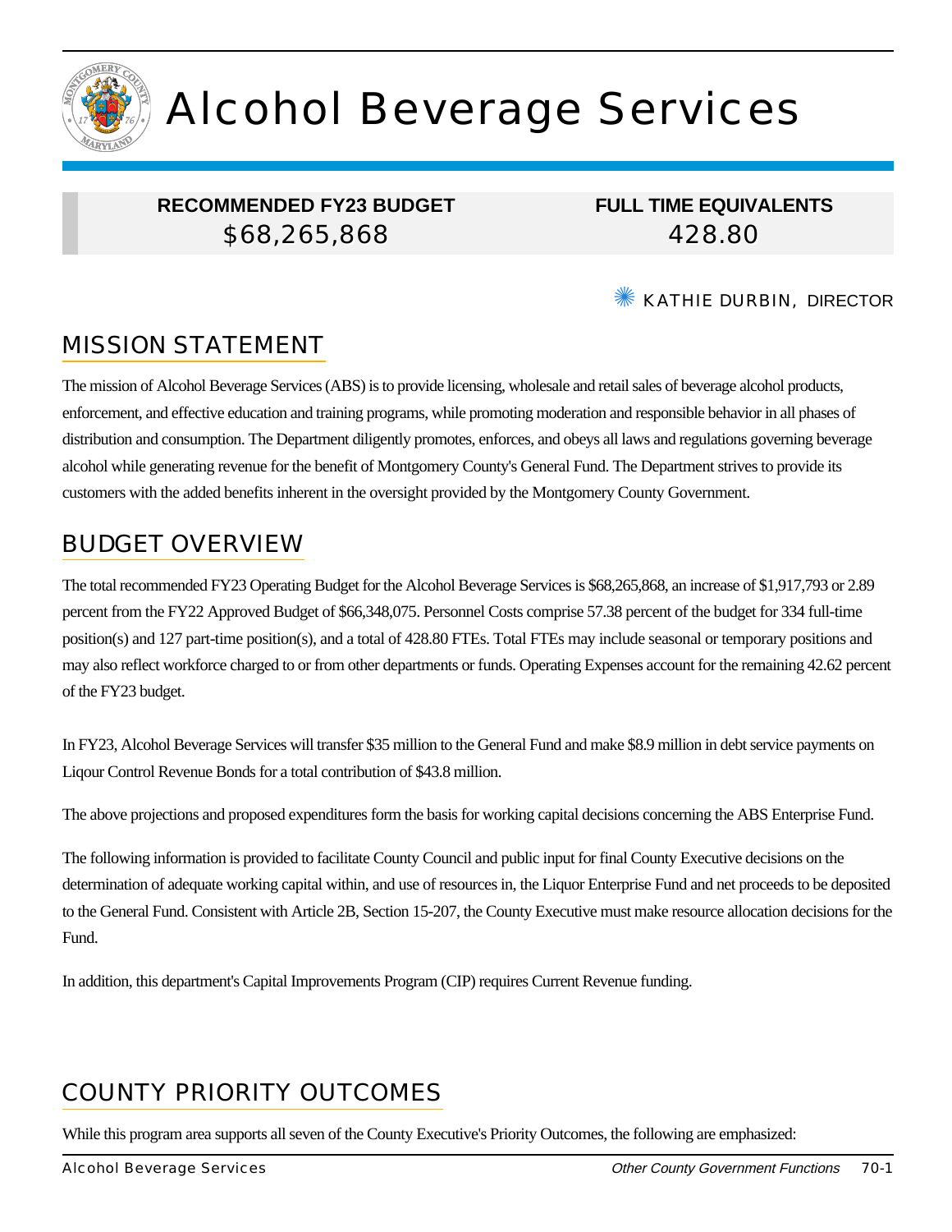# Alcohol Beverage Services

| RECOMMENDED FY23 BUDGET | FULL TIME EQUIVALENTS |
| --- | --- |
| $68,265,868 | 428.80 |

KATHIE DURBIN, DIRECTOR

## MISSION STATEMENT

The mission of Alcohol Beverage Services (ABS) is to provide licensing, wholesale and retail sales of beverage alcohol products, enforcement, and effective education and training programs, while promoting moderation and responsible behavior in all phases of distribution and consumption. The Department diligently promotes, enforces, and obeys all laws and regulations governing beverage alcohol while generating revenue for the benefit of Montgomery County's General Fund. The Department strives to provide its customers with the added benefits inherent in the oversight provided by the Montgomery County Government.

## BUDGET OVERVIEW

The total recommended FY23 Operating Budget for the Alcohol Beverage Services is $68,265,868, an increase of $1,917,793 or 2.89 percent from the FY22 Approved Budget of $66,348,075. Personnel Costs comprise 57.38 percent of the budget for 334 full-time position(s) and 127 part-time position(s), and a total of 428.80 FTEs. Total FTEs may include seasonal or temporary positions and may also reflect workforce charged to or from other departments or funds. Operating Expenses account for the remaining 42.62 percent of the FY23 budget.

In FY23, Alcohol Beverage Services will transfer $35 million to the General Fund and make $8.9 million in debt service payments on Liqour Control Revenue Bonds for a total contribution of $43.8 million.

The above projections and proposed expenditures form the basis for working capital decisions concerning the ABS Enterprise Fund.

The following information is provided to facilitate County Council and public input for final County Executive decisions on the determination of adequate working capital within, and use of resources in, the Liquor Enterprise Fund and net proceeds to be deposited to the General Fund. Consistent with Article 2B, Section 15-207, the County Executive must make resource allocation decisions for the Fund.

In addition, this department's Capital Improvements Program (CIP) requires Current Revenue funding.

## COUNTY PRIORITY OUTCOMES

While this program area supports all seven of the County Executive's Priority Outcomes, the following are emphasized: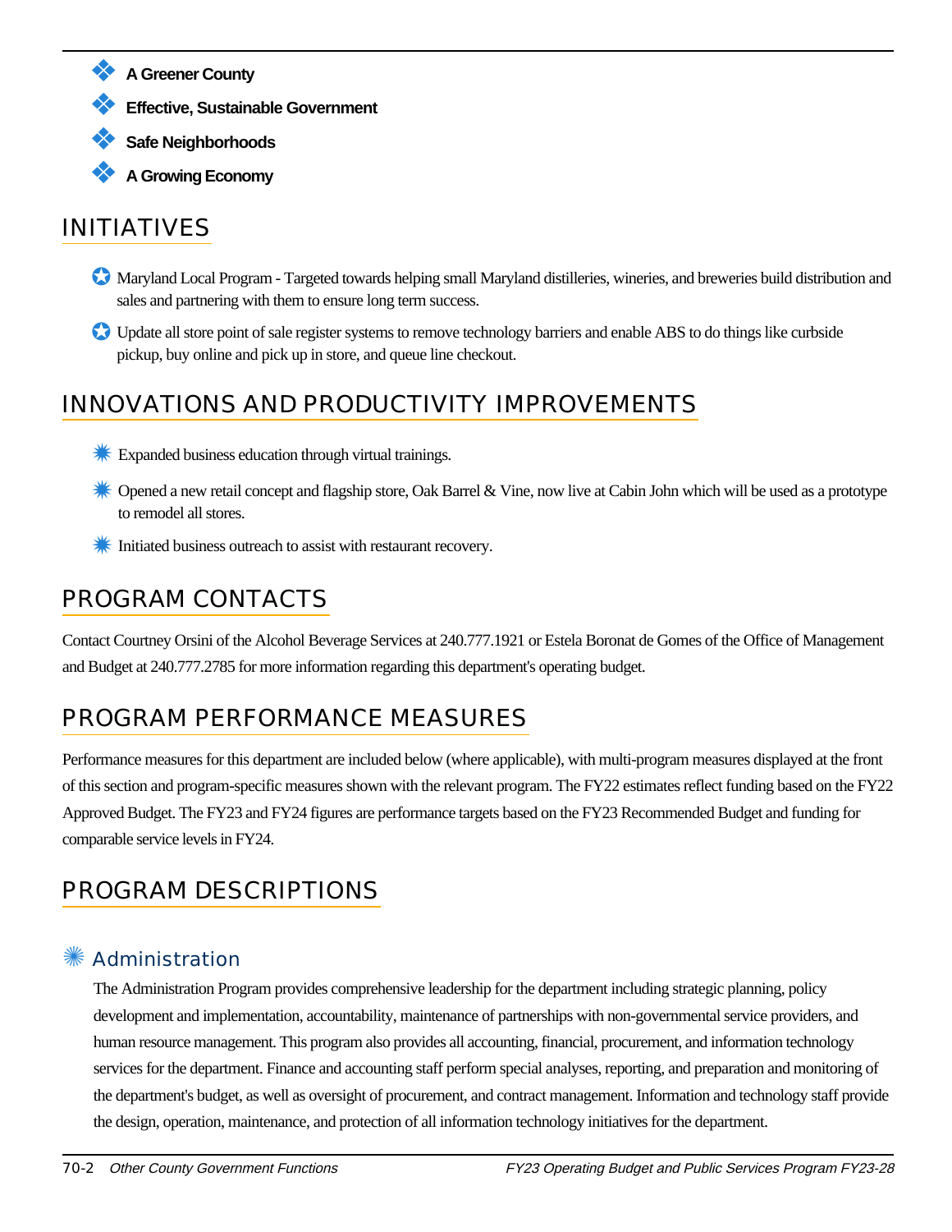- **A Greener County**
- **Effective, Sustainable Government**
- **Safe Neighborhoods**
- **A Growing Economy**

## INITIATIVES

- Maryland Local Program - Targeted towards helping small Maryland distilleries, wineries, and breweries build distribution and sales and partnering with them to ensure long term success.
- Update all store point of sale register systems to remove technology barriers and enable ABS to do things like curbside pickup, buy online and pick up in store, and queue line checkout.

## INNOVATIONS AND PRODUCTIVITY IMPROVEMENTS

- Expanded business education through virtual trainings.
- Opened a new retail concept and flagship store, Oak Barrel & Vine, now live at Cabin John which will be used as a prototype to remodel all stores.
- Initiated business outreach to assist with restaurant recovery.

## PROGRAM CONTACTS

Contact Courtney Orsini of the Alcohol Beverage Services at 240.777.1921 or Estela Boronat de Gomes of the Office of Management and Budget at 240.777.2785 for more information regarding this department's operating budget.

## PROGRAM PERFORMANCE MEASURES

Performance measures for this department are included below (where applicable), with multi-program measures displayed at the front of this section and program-specific measures shown with the relevant program. The FY22 estimates reflect funding based on the FY22 Approved Budget. The FY23 and FY24 figures are performance targets based on the FY23 Recommended Budget and funding for comparable service levels in FY24.

## PROGRAM DESCRIPTIONS

### Administration

The Administration Program provides comprehensive leadership for the department including strategic planning, policy development and implementation, accountability, maintenance of partnerships with non-governmental service providers, and human resource management. This program also provides all accounting, financial, procurement, and information technology services for the department. Finance and accounting staff perform special analyses, reporting, and preparation and monitoring of the department's budget, as well as oversight of procurement, and contract management. Information and technology staff provide the design, operation, maintenance, and protection of all information technology initiatives for the department.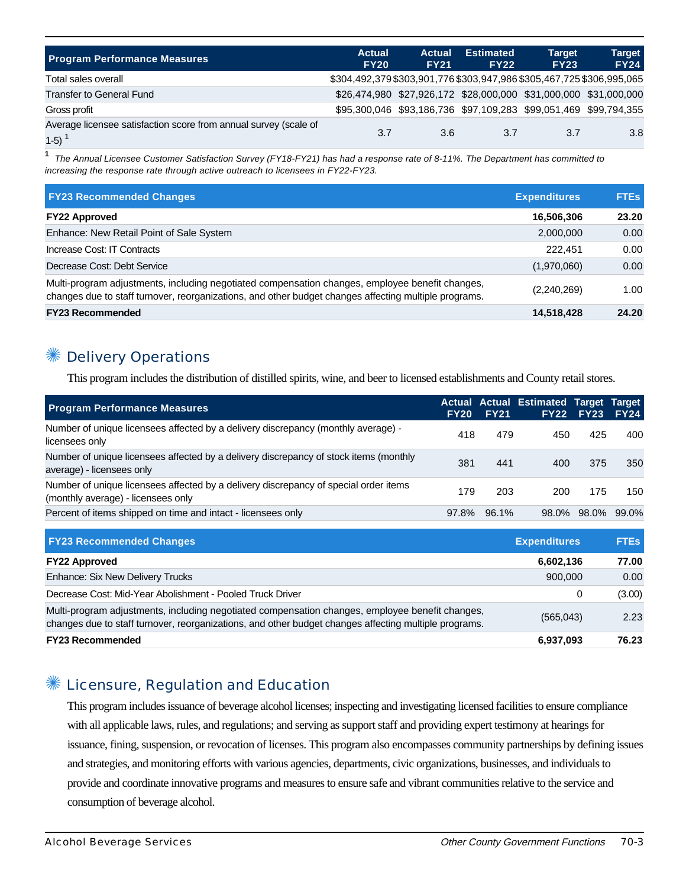| Program Performance Measures | Actual FY20 | Actual FY21 | Estimated FY22 | Target FY23 | Target FY24 |
|---|---|---|---|---|---|
| Total sales overall | $304,492,379 | $303,901,776 | $303,947,986 | $305,467,725 | $306,995,065 |
| Transfer to General Fund | $26,474,980 | $27,926,172 | $28,000,000 | $31,000,000 | $31,000,000 |
| Gross profit | $95,300,046 | $93,186,736 | $97,109,283 | $99,051,469 | $99,794,355 |
| Average licensee satisfaction score from annual survey (scale of 1-5) [1] | 3.7 | 3.6 | 3.7 | 3.7 | 3.8 |

[1] *The Annual Licensee Customer Satisfaction Survey (FY18-FY21) has had a response rate of 8-11%. The Department has committed to increasing the response rate through active outreach to licensees in FY22-FY23.*

| FY23 Recommended Changes | Expenditures | FTEs |
|---|---|---|
| **FY22 Approved** | **16,506,306** | **23.20** |
| Enhance: New Retail Point of Sale System | 2,000,000 | 0.00 |
| Increase Cost: IT Contracts | 222,451 | 0.00 |
| Decrease Cost: Debt Service | (1,970,060) | 0.00 |
| Multi-program adjustments, including negotiated compensation changes, employee benefit changes, changes due to staff turnover, reorganizations, and other budget changes affecting multiple programs. | (2,240,269) | 1.00 |
| **FY23 Recommended** | **14,518,428** | **24.20** |

## Delivery Operations

This program includes the distribution of distilled spirits, wine, and beer to licensed establishments and County retail stores.

| Program Performance Measures | Actual FY20 | Actual FY21 | Estimated FY22 | Target FY23 | Target FY24 |
|---|---|---|---|---|---|
| Number of unique licensees affected by a delivery discrepancy (monthly average) - licensees only | 418 | 479 | 450 | 425 | 400 |
| Number of unique licensees affected by a delivery discrepancy of stock items (monthly average) - licensees only | 381 | 441 | 400 | 375 | 350 |
| Number of unique licensees affected by a delivery discrepancy of special order items (monthly average) - licensees only | 179 | 203 | 200 | 175 | 150 |
| Percent of items shipped on time and intact - licensees only | 97.8% | 96.1% | 98.0% | 98.0% | 99.0% |

| FY23 Recommended Changes | Expenditures | FTEs |
|---|---|---|
| **FY22 Approved** | **6,602,136** | **77.00** |
| Enhance: Six New Delivery Trucks | 900,000 | 0.00 |
| Decrease Cost: Mid-Year Abolishment - Pooled Truck Driver | 0 | (3.00) |
| Multi-program adjustments, including negotiated compensation changes, employee benefit changes, changes due to staff turnover, reorganizations, and other budget changes affecting multiple programs. | (565,043) | 2.23 |
| **FY23 Recommended** | **6,937,093** | **76.23** |

## Licensure, Regulation and Education

This program includes issuance of beverage alcohol licenses; inspecting and investigating licensed facilities to ensure compliance with all applicable laws, rules, and regulations; and serving as support staff and providing expert testimony at hearings for issuance, fining, suspension, or revocation of licenses. This program also encompasses community partnerships by defining issues and strategies, and monitoring efforts with various agencies, departments, civic organizations, businesses, and individuals to provide and coordinate innovative programs and measures to ensure safe and vibrant communities relative to the service and consumption of beverage alcohol.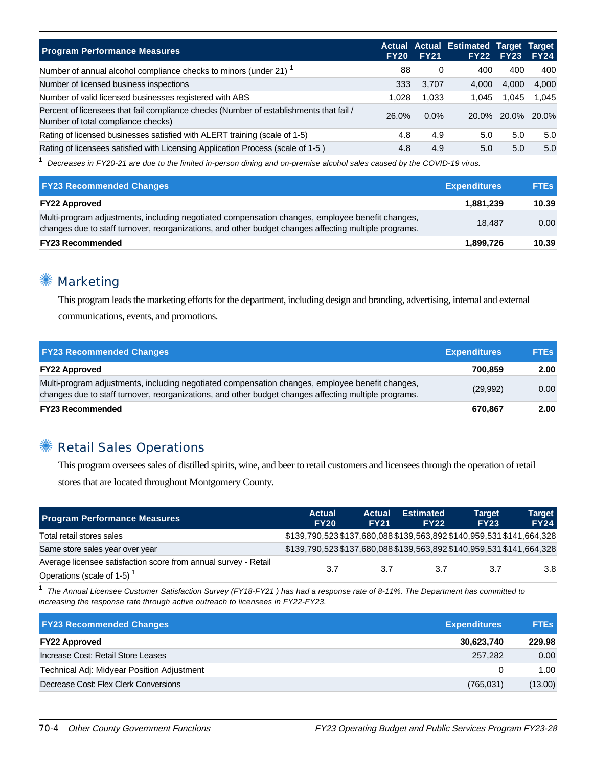| Program Performance Measures | Actual FY20 | Actual FY21 | Estimated FY22 | Target FY23 | Target FY24 |
|---|---|---|---|---|---|
| Number of annual alcohol compliance checks to minors (under 21) [1] | 88 | 0 | 400 | 400 | 400 |
| Number of licensed business inspections | 333 | 3,707 | 4,000 | 4,000 | 4,000 |
| Number of valid licensed businesses registered with ABS | 1,028 | 1,033 | 1,045 | 1,045 | 1,045 |
| Percent of licensees that fail compliance checks (Number of establishments that fail / Number of total compliance checks) | 26.0% | 0.0% | 20.0% | 20.0% | 20.0% |
| Rating of licensed businesses satisfied with ALERT training (scale of 1-5) | 4.8 | 4.9 | 5.0 | 5.0 | 5.0 |
| Rating of licensees satisfied with Licensing Application Process (scale of 1-5 ) | 4.8 | 4.9 | 5.0 | 5.0 | 5.0 |

[1] *Decreases in FY20-21 are due to the limited in-person dining and on-premise alcohol sales caused by the COVID-19 virus.*

| FY23 Recommended Changes | Expenditures | FTEs |
|---|---|---|
| **FY22 Approved** | **1,881,239** | **10.39** |
| Multi-program adjustments, including negotiated compensation changes, employee benefit changes, changes due to staff turnover, reorganizations, and other budget changes affecting multiple programs. | 18,487 | 0.00 |
| **FY23 Recommended** | **1,899,726** | **10.39** |

## Marketing

This program leads the marketing efforts for the department, including design and branding, advertising, internal and external communications, events, and promotions.

| FY23 Recommended Changes | Expenditures | FTEs |
|---|---|---|
| **FY22 Approved** | **700,859** | **2.00** |
| Multi-program adjustments, including negotiated compensation changes, employee benefit changes, changes due to staff turnover, reorganizations, and other budget changes affecting multiple programs. | (29,992) | 0.00 |
| **FY23 Recommended** | **670,867** | **2.00** |

## Retail Sales Operations

This program oversees sales of distilled spirits, wine, and beer to retail customers and licensees through the operation of retail stores that are located throughout Montgomery County.

| Program Performance Measures | Actual FY20 | Actual FY21 | Estimated FY22 | Target FY23 | Target FY24 |
|---|---|---|---|---|---|
| Total retail stores sales | $139,790,523 | $137,680,088 | $139,563,892 | $140,959,531 | $141,664,328 |
| Same store sales year over year | $139,790,523 | $137,680,088 | $139,563,892 | $140,959,531 | $141,664,328 |
| Average licensee satisfaction score from annual survey - Retail Operations (scale of 1-5) [1] | 3.7 | 3.7 | 3.7 | 3.7 | 3.8 |

[1] *The Annual Licensee Customer Satisfaction Survey (FY18-FY21 ) has had a response rate of 8-11%. The Department has committed to increasing the response rate through active outreach to licensees in FY22-FY23.*

| FY23 Recommended Changes | Expenditures | FTEs |
|---|---|---|
| **FY22 Approved** | **30,623,740** | **229.98** |
| Increase Cost: Retail Store Leases | 257,282 | 0.00 |
| Technical Adj: Midyear Position Adjustment | 0 | 1.00 |
| Decrease Cost: Flex Clerk Conversions | (765,031) | (13.00) |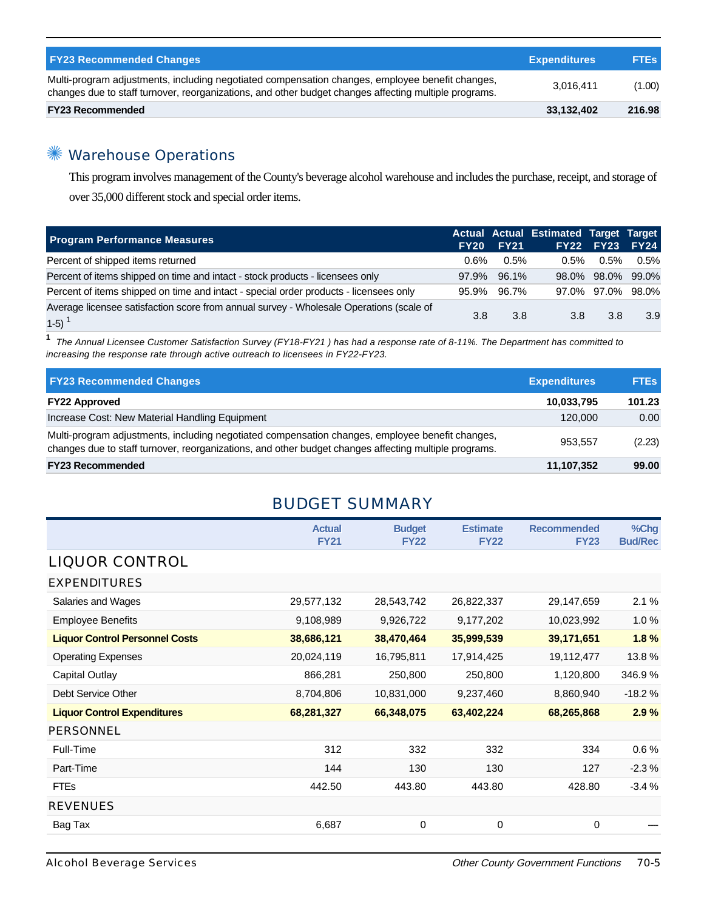| FY23 Recommended Changes | Expenditures | FTEs |
|---|---|---|
| Multi-program adjustments, including negotiated compensation changes, employee benefit changes, changes due to staff turnover, reorganizations, and other budget changes affecting multiple programs. | 3,016,411 | (1.00) |
| **FY23 Recommended** | **33,132,402** | **216.98** |

## Warehouse Operations

This program involves management of the County's beverage alcohol warehouse and includes the purchase, receipt, and storage of over 35,000 different stock and special order items.

| Program Performance Measures | Actual FY20 | Actual FY21 | Estimated FY22 | Target FY23 | Target FY24 |
|---|---|---|---|---|---|
| Percent of shipped items returned | 0.6% | 0.5% | 0.5% | 0.5% | 0.5% |
| Percent of items shipped on time and intact - stock products - licensees only | 97.9% | 96.1% | 98.0% | 98.0% | 99.0% |
| Percent of items shipped on time and intact - special order products - licensees only | 95.9% | 96.7% | 97.0% | 97.0% | 98.0% |
| Average licensee satisfaction score from annual survey - Wholesale Operations (scale of 1-5) [1] | 3.8 | 3.8 | 3.8 | 3.8 | 3.9 |

[1] *The Annual Licensee Customer Satisfaction Survey (FY18-FY21 ) has had a response rate of 8-11%. The Department has committed to increasing the response rate through active outreach to licensees in FY22-FY23.*

| FY23 Recommended Changes | Expenditures | FTEs |
|---|---|---|
| **FY22 Approved** | **10,033,795** | **101.23** |
| Increase Cost: New Material Handling Equipment | 120,000 | 0.00 |
| Multi-program adjustments, including negotiated compensation changes, employee benefit changes, changes due to staff turnover, reorganizations, and other budget changes affecting multiple programs. | 953,557 | (2.23) |
| **FY23 Recommended** | **11,107,352** | **99.00** |

## BUDGET SUMMARY

| | Actual FY21 | Budget FY22 | Estimate FY22 | Recommended FY23 | %Chg Bud/Rec |
|---|---|---|---|---|---|
| **LIQUOR CONTROL** | | | | | |
| **EXPENDITURES** | | | | | |
| Salaries and Wages | 29,577,132 | 28,543,742 | 26,822,337 | 29,147,659 | 2.1 % |
| Employee Benefits | 9,108,989 | 9,926,722 | 9,177,202 | 10,023,992 | 1.0 % |
| **Liquor Control Personnel Costs** | **38,686,121** | **38,470,464** | **35,999,539** | **39,171,651** | **1.8 %** |
| Operating Expenses | 20,024,119 | 16,795,811 | 17,914,425 | 19,112,477 | 13.8 % |
| Capital Outlay | 866,281 | 250,800 | 250,800 | 1,120,800 | 346.9 % |
| Debt Service Other | 8,704,806 | 10,831,000 | 9,237,460 | 8,860,940 | -18.2 % |
| **Liquor Control Expenditures** | **68,281,327** | **66,348,075** | **63,402,224** | **68,265,868** | **2.9 %** |
| **PERSONNEL** | | | | | |
| Full-Time | 312 | 332 | 332 | 334 | 0.6 % |
| Part-Time | 144 | 130 | 130 | 127 | -2.3 % |
| FTEs | 442.50 | 443.80 | 443.80 | 428.80 | -3.4 % |
| **REVENUES** | | | | | |
| Bag Tax | 6,687 | 0 | 0 | 0 | — |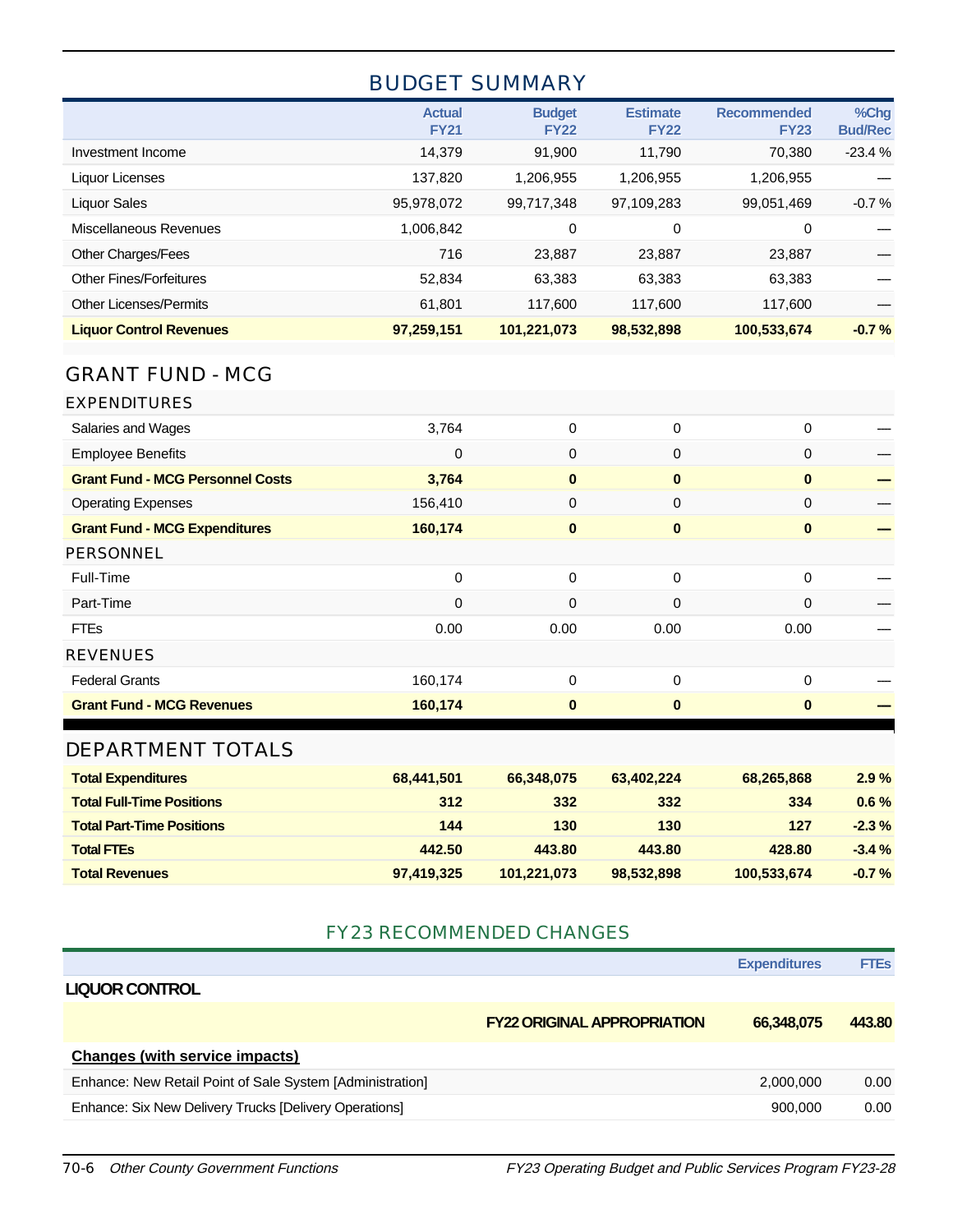## BUDGET SUMMARY

| | Actual FY21 | Budget FY22 | Estimate FY22 | Recommended FY23 | %Chg Bud/Rec |
|---|---|---|---|---|---|
| Investment Income | 14,379 | 91,900 | 11,790 | 70,380 | -23.4 % |
| Liquor Licenses | 137,820 | 1,206,955 | 1,206,955 | 1,206,955 | — |
| Liquor Sales | 95,978,072 | 99,717,348 | 97,109,283 | 99,051,469 | -0.7 % |
| Miscellaneous Revenues | 1,006,842 | 0 | 0 | 0 | — |
| Other Charges/Fees | 716 | 23,887 | 23,887 | 23,887 | — |
| Other Fines/Forfeitures | 52,834 | 63,383 | 63,383 | 63,383 | — |
| Other Licenses/Permits | 61,801 | 117,600 | 117,600 | 117,600 | — |
| **Liquor Control Revenues** | **97,259,151** | **101,221,073** | **98,532,898** | **100,533,674** | **-0.7 %** |

## GRANT FUND - MCG

### EXPENDITURES

| | Actual FY21 | Budget FY22 | Estimate FY22 | Recommended FY23 | %Chg Bud/Rec |
|---|---|---|---|---|---|
| Salaries and Wages | 3,764 | 0 | 0 | 0 | — |
| Employee Benefits | 0 | 0 | 0 | 0 | — |
| **Grant Fund - MCG Personnel Costs** | **3,764** | **0** | **0** | **0** | **—** |
| Operating Expenses | 156,410 | 0 | 0 | 0 | — |
| **Grant Fund - MCG Expenditures** | **160,174** | **0** | **0** | **0** | **—** |

### PERSONNEL

| | Actual FY21 | Budget FY22 | Estimate FY22 | Recommended FY23 | %Chg Bud/Rec |
|---|---|---|---|---|---|
| Full-Time | 0 | 0 | 0 | 0 | — |
| Part-Time | 0 | 0 | 0 | 0 | — |
| FTEs | 0.00 | 0.00 | 0.00 | 0.00 | — |

### REVENUES

| | Actual FY21 | Budget FY22 | Estimate FY22 | Recommended FY23 | %Chg Bud/Rec |
|---|---|---|---|---|---|
| Federal Grants | 160,174 | 0 | 0 | 0 | — |
| **Grant Fund - MCG Revenues** | **160,174** | **0** | **0** | **0** | **—** |

## DEPARTMENT TOTALS

| | Actual FY21 | Budget FY22 | Estimate FY22 | Recommended FY23 | %Chg Bud/Rec |
|---|---|---|---|---|---|
| **Total Expenditures** | **68,441,501** | **66,348,075** | **63,402,224** | **68,265,868** | **2.9 %** |
| **Total Full-Time Positions** | **312** | **332** | **332** | **334** | **0.6 %** |
| **Total Part-Time Positions** | **144** | **130** | **130** | **127** | **-2.3 %** |
| **Total FTEs** | **442.50** | **443.80** | **443.80** | **428.80** | **-3.4 %** |
| **Total Revenues** | **97,419,325** | **101,221,073** | **98,532,898** | **100,533,674** | **-0.7 %** |

## FY23 RECOMMENDED CHANGES

| | Expenditures | FTEs |
|---|---|---|
| **LIQUOR CONTROL** | | |
| **FY22 ORIGINAL APPROPRIATION** | **66,348,075** | **443.80** |
| **Changes (with service impacts)** | | |
| Enhance: New Retail Point of Sale System [Administration] | 2,000,000 | 0.00 |
| Enhance: Six New Delivery Trucks [Delivery Operations] | 900,000 | 0.00 |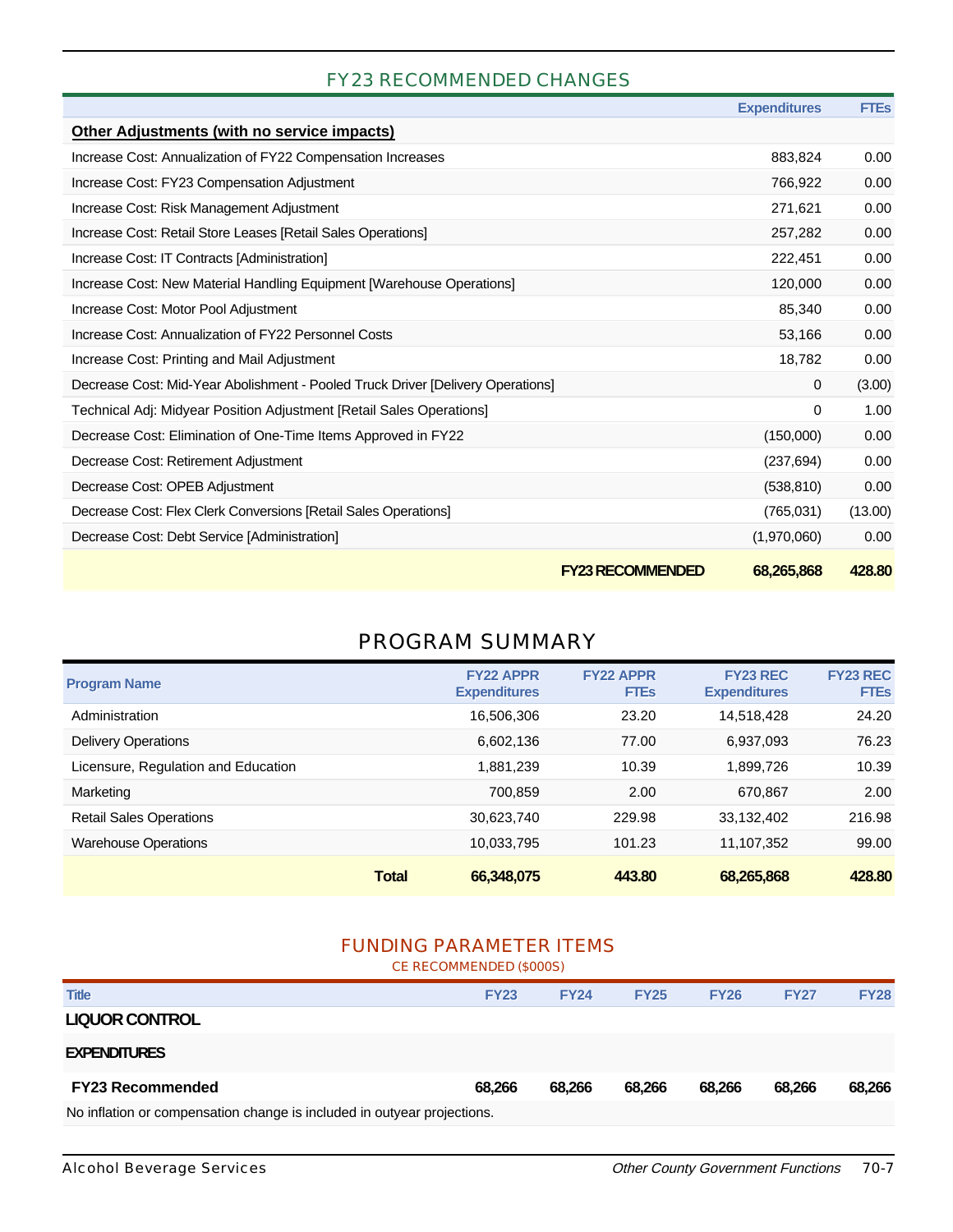## FY23 RECOMMENDED CHANGES

| | Expenditures | FTEs |
|---|---|---|
| **Other Adjustments (with no service impacts)** | | |
| Increase Cost: Annualization of FY22 Compensation Increases | 883,824 | 0.00 |
| Increase Cost: FY23 Compensation Adjustment | 766,922 | 0.00 |
| Increase Cost: Risk Management Adjustment | 271,621 | 0.00 |
| Increase Cost: Retail Store Leases [Retail Sales Operations] | 257,282 | 0.00 |
| Increase Cost: IT Contracts [Administration] | 222,451 | 0.00 |
| Increase Cost: New Material Handling Equipment [Warehouse Operations] | 120,000 | 0.00 |
| Increase Cost: Motor Pool Adjustment | 85,340 | 0.00 |
| Increase Cost: Annualization of FY22 Personnel Costs | 53,166 | 0.00 |
| Increase Cost: Printing and Mail Adjustment | 18,782 | 0.00 |
| Decrease Cost: Mid-Year Abolishment - Pooled Truck Driver [Delivery Operations] | 0 | (3.00) |
| Technical Adj: Midyear Position Adjustment [Retail Sales Operations] | 0 | 1.00 |
| Decrease Cost: Elimination of One-Time Items Approved in FY22 | (150,000) | 0.00 |
| Decrease Cost: Retirement Adjustment | (237,694) | 0.00 |
| Decrease Cost: OPEB Adjustment | (538,810) | 0.00 |
| Decrease Cost: Flex Clerk Conversions [Retail Sales Operations] | (765,031) | (13.00) |
| Decrease Cost: Debt Service [Administration] | (1,970,060) | 0.00 |
| **FY23 RECOMMENDED** | **68,265,868** | **428.80** |

## PROGRAM SUMMARY

| Program Name | FY22 APPR Expenditures | FY22 APPR FTEs | FY23 REC Expenditures | FY23 REC FTEs |
|---|---|---|---|---|
| Administration | 16,506,306 | 23.20 | 14,518,428 | 24.20 |
| Delivery Operations | 6,602,136 | 77.00 | 6,937,093 | 76.23 |
| Licensure, Regulation and Education | 1,881,239 | 10.39 | 1,899,726 | 10.39 |
| Marketing | 700,859 | 2.00 | 670,867 | 2.00 |
| Retail Sales Operations | 30,623,740 | 229.98 | 33,132,402 | 216.98 |
| Warehouse Operations | 10,033,795 | 101.23 | 11,107,352 | 99.00 |
| **Total** | **66,348,075** | **443.80** | **68,265,868** | **428.80** |

## FUNDING PARAMETER ITEMS

CE RECOMMENDED ($000S)

| Title | FY23 | FY24 | FY25 | FY26 | FY27 | FY28 |
|---|---|---|---|---|---|---|
| **LIQUOR CONTROL** | | | | | | |
| **EXPENDITURES** | | | | | | |
| **FY23 Recommended** | **68,266** | **68,266** | **68,266** | **68,266** | **68,266** | **68,266** |
| No inflation or compensation change is included in outyear projections. | | | | | | |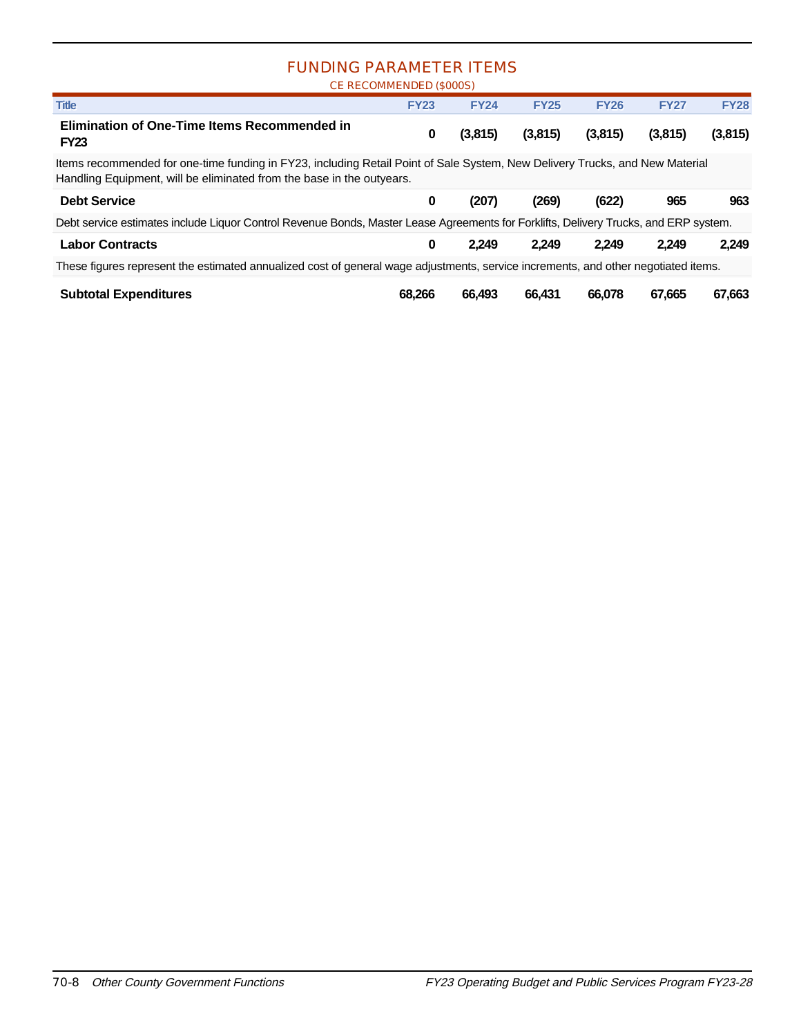## FUNDING PARAMETER ITEMS

CE RECOMMENDED ($000S)

| Title | FY23 | FY24 | FY25 | FY26 | FY27 | FY28 |
|---|---|---|---|---|---|---|
| **Elimination of One-Time Items Recommended in FY23** | **0** | **(3,815)** | **(3,815)** | **(3,815)** | **(3,815)** | **(3,815)** |
| Items recommended for one-time funding in FY23, including Retail Point of Sale System, New Delivery Trucks, and New Material Handling Equipment, will be eliminated from the base in the outyears. | | | | | | |
| **Debt Service** | **0** | **(207)** | **(269)** | **(622)** | **965** | **963** |
| Debt service estimates include Liquor Control Revenue Bonds, Master Lease Agreements for Forklifts, Delivery Trucks, and ERP system. | | | | | | |
| **Labor Contracts** | **0** | **2,249** | **2,249** | **2,249** | **2,249** | **2,249** |
| These figures represent the estimated annualized cost of general wage adjustments, service increments, and other negotiated items. | | | | | | |
| **Subtotal Expenditures** | **68,266** | **66,493** | **66,431** | **66,078** | **67,665** | **67,663** |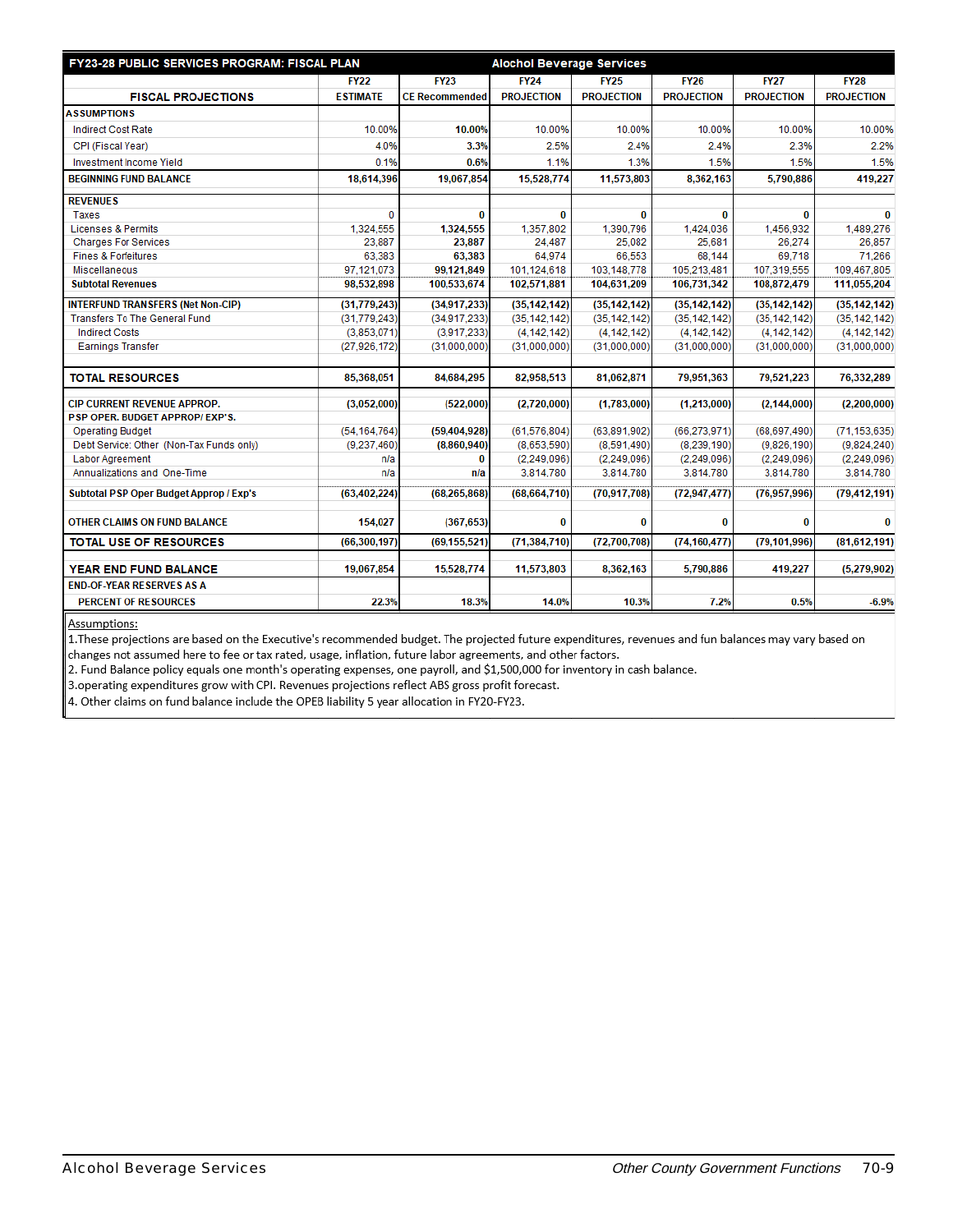| FY23-28 PUBLIC SERVICES PROGRAM: FISCAL PLAN | Alochol Beverage Services | | | | | | |
|---|---|---|---|---|---|---|---|
| FISCAL PROJECTIONS | FY22 ESTIMATE | FY23 CE Recommended | FY24 PROJECTION | FY25 PROJECTION | FY26 PROJECTION | FY27 PROJECTION | FY28 PROJECTION |
| **ASSUMPTIONS** | | | | | | | |
| Indirect Cost Rate | 10.00% | **10.00%** | 10.00% | 10.00% | 10.00% | 10.00% | 10.00% |
| CPI (Fiscal Year) | 4.0% | **3.3%** | 2.5% | 2.4% | 2.4% | 2.3% | 2.2% |
| Investment Income Yield | 0.1% | **0.6%** | 1.1% | 1.3% | 1.5% | 1.5% | 1.5% |
| **BEGINNING FUND BALANCE** | **18,614,396** | **19,067,854** | **15,528,774** | **11,573,803** | **8,362,163** | **5,790,886** | **419,227** |
| **REVENUES** | | | | | | | |
| Taxes | 0 | **0** | 0 | 0 | 0 | 0 | 0 |
| Licenses & Permits | 1,324,555 | **1,324,555** | 1,357,802 | 1,390,796 | 1,424,036 | 1,456,932 | 1,489,276 |
| Charges For Services | 23,887 | **23,887** | 24,487 | 25,082 | 25,681 | 26,274 | 26,857 |
| Fines & Forfeitures | 63,383 | **63,383** | 64,974 | 66,553 | 68,144 | 69,718 | 71,266 |
| Miscellaneous | 97,121,073 | **99,121,849** | 101,124,618 | 103,148,778 | 105,213,481 | 107,319,555 | 109,467,805 |
| **Subtotal Revenues** | **98,532,898** | **100,533,674** | **102,571,881** | **104,631,209** | **106,731,342** | **108,872,479** | **111,055,204** |
| **INTERFUND TRANSFERS (Net Non-CIP)** | **(31,779,243)** | **(34,917,233)** | **(35,142,142)** | **(35,142,142)** | **(35,142,142)** | **(35,142,142)** | **(35,142,142)** |
| Transfers To The General Fund | (31,779,243) | (34,917,233) | (35,142,142) | (35,142,142) | (35,142,142) | (35,142,142) | (35,142,142) |
| Indirect Costs | (3,853,071) | (3,917,233) | (4,142,142) | (4,142,142) | (4,142,142) | (4,142,142) | (4,142,142) |
| Earnings Transfer | (27,926,172) | (31,000,000) | (31,000,000) | (31,000,000) | (31,000,000) | (31,000,000) | (31,000,000) |
| **TOTAL RESOURCES** | **85,368,051** | **84,684,295** | **82,958,513** | **81,062,871** | **79,951,363** | **79,521,223** | **76,332,289** |
| **CIP CURRENT REVENUE APPROP.** | **(3,052,000)** | **(522,000)** | **(2,720,000)** | **(1,783,000)** | **(1,213,000)** | **(2,144,000)** | **(2,200,000)** |
| **PSP OPER. BUDGET APPROP/ EXP'S.** | | | | | | | |
| Operating Budget | (54,164,764) | **(59,404,928)** | (61,576,804) | (63,891,902) | (66,273,971) | (68,697,490) | (71,153,635) |
| Debt Service: Other (Non-Tax Funds only) | (9,237,460) | **(8,860,940)** | (8,653,590) | (8,591,490) | (8,239,190) | (9,826,190) | (9,824,240) |
| Labor Agreement | n/a | **0** | (2,249,096) | (2,249,096) | (2,249,096) | (2,249,096) | (2,249,096) |
| Annualizations and One-Time | n/a | **n/a** | 3,814,780 | 3,814,780 | 3,814,780 | 3,814,780 | 3,814,780 |
| **Subtotal PSP Oper Budget Approp / Exp's** | **(63,402,224)** | **(68,265,868)** | **(68,664,710)** | **(70,917,708)** | **(72,947,477)** | **(76,957,996)** | **(79,412,191)** |
| **OTHER CLAIMS ON FUND BALANCE** | **154,027** | **(367,653)** | **0** | **0** | **0** | **0** | **0** |
| **TOTAL USE OF RESOURCES** | **(66,300,197)** | **(69,155,521)** | **(71,384,710)** | **(72,700,708)** | **(74,160,477)** | **(79,101,996)** | **(81,612,191)** |
| **YEAR END FUND BALANCE** | **19,067,854** | **15,528,774** | **11,573,803** | **8,362,163** | **5,790,886** | **419,227** | **(5,279,902)** |
| **END-OF-YEAR RESERVES AS A PERCENT OF RESOURCES** | **22.3%** | **18.3%** | **14.0%** | **10.3%** | **7.2%** | **0.5%** | **-6.9%** |

Assumptions:

1.These projections are based on the Executive's recommended budget. The projected future expenditures, revenues and fun balances may vary based on changes not assumed here to fee or tax rated, usage, inflation, future labor agreements, and other factors.

2. Fund Balance policy equals one month's operating expenses, one payroll, and $1,500,000 for inventory in cash balance.

3.operating expenditures grow with CPI. Revenues projections reflect ABS gross profit forecast.

4. Other claims on fund balance include the OPEB liability 5 year allocation in FY20-FY23.